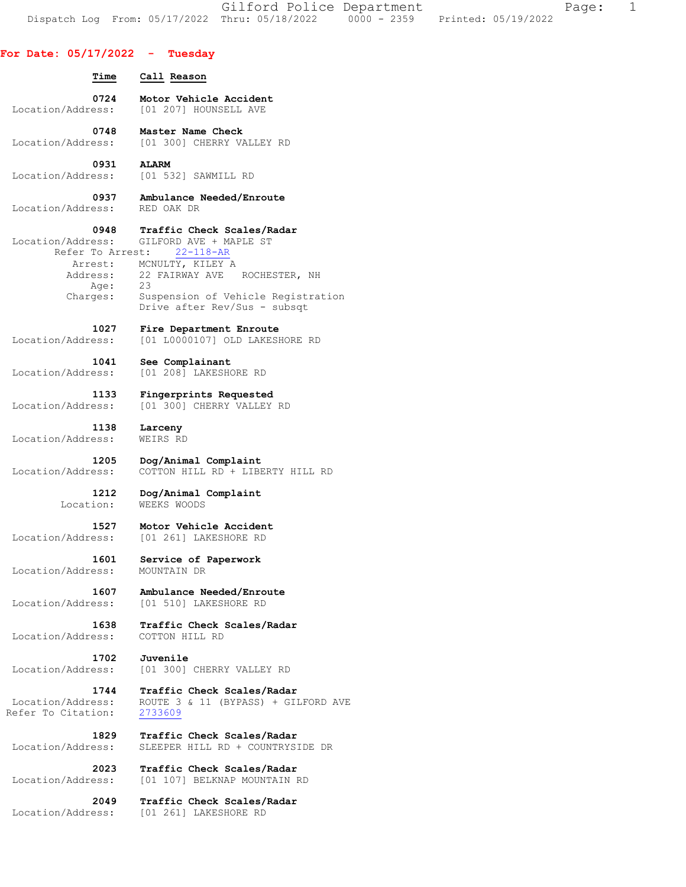Gilford Police Department

Dispatch Log From: 05/17/2022 Thru: 05/18/2022 0000 - 2359 Printed: 05/19/2022

## For Date: 05/17/2022 - Tuesday

**Time** **Call Reason**

**0724** **Motor Vehicle Accident**
Location/Address: [01 207] HOUNSELL AVE

**0748** **Master Name Check**
Location/Address: [01 300] CHERRY VALLEY RD

**0931** **ALARM**
Location/Address: [01 532] SAWMILL RD

**0937** **Ambulance Needed/Enroute**
Location/Address: RED OAK DR

**0948** **Traffic Check Scales/Radar**
Location/Address: GILFORD AVE + MAPLE ST
Refer To Arrest: 22-118-AR
Arrest: MCNULTY, KILEY A
Address: 22 FAIRWAY AVE ROCHESTER, NH
Age: 23
Charges: Suspension of Vehicle Registration
Drive after Rev/Sus - subsqt

**1027** **Fire Department Enroute**
Location/Address: [01 L0000107] OLD LAKESHORE RD

**1041** **See Complainant**
Location/Address: [01 208] LAKESHORE RD

**1133** **Fingerprints Requested**
Location/Address: [01 300] CHERRY VALLEY RD

**1138** **Larceny**
Location/Address: WEIRS RD

**1205** **Dog/Animal Complaint**
Location/Address: COTTON HILL RD + LIBERTY HILL RD

**1212** **Dog/Animal Complaint**
Location: WEEKS WOODS

**1527** **Motor Vehicle Accident**
Location/Address: [01 261] LAKESHORE RD

**1601** **Service of Paperwork**
Location/Address: MOUNTAIN DR

**1607** **Ambulance Needed/Enroute**
Location/Address: [01 510] LAKESHORE RD

**1638** **Traffic Check Scales/Radar**
Location/Address: COTTON HILL RD

**1702** **Juvenile**
Location/Address: [01 300] CHERRY VALLEY RD

**1744** **Traffic Check Scales/Radar**
Location/Address: ROUTE 3 & 11 (BYPASS) + GILFORD AVE
Refer To Citation: 2733609

**1829** **Traffic Check Scales/Radar**
Location/Address: SLEEPER HILL RD + COUNTRYSIDE DR

**2023** **Traffic Check Scales/Radar**
Location/Address: [01 107] BELKNAP MOUNTAIN RD

**2049** **Traffic Check Scales/Radar**
Location/Address: [01 261] LAKESHORE RD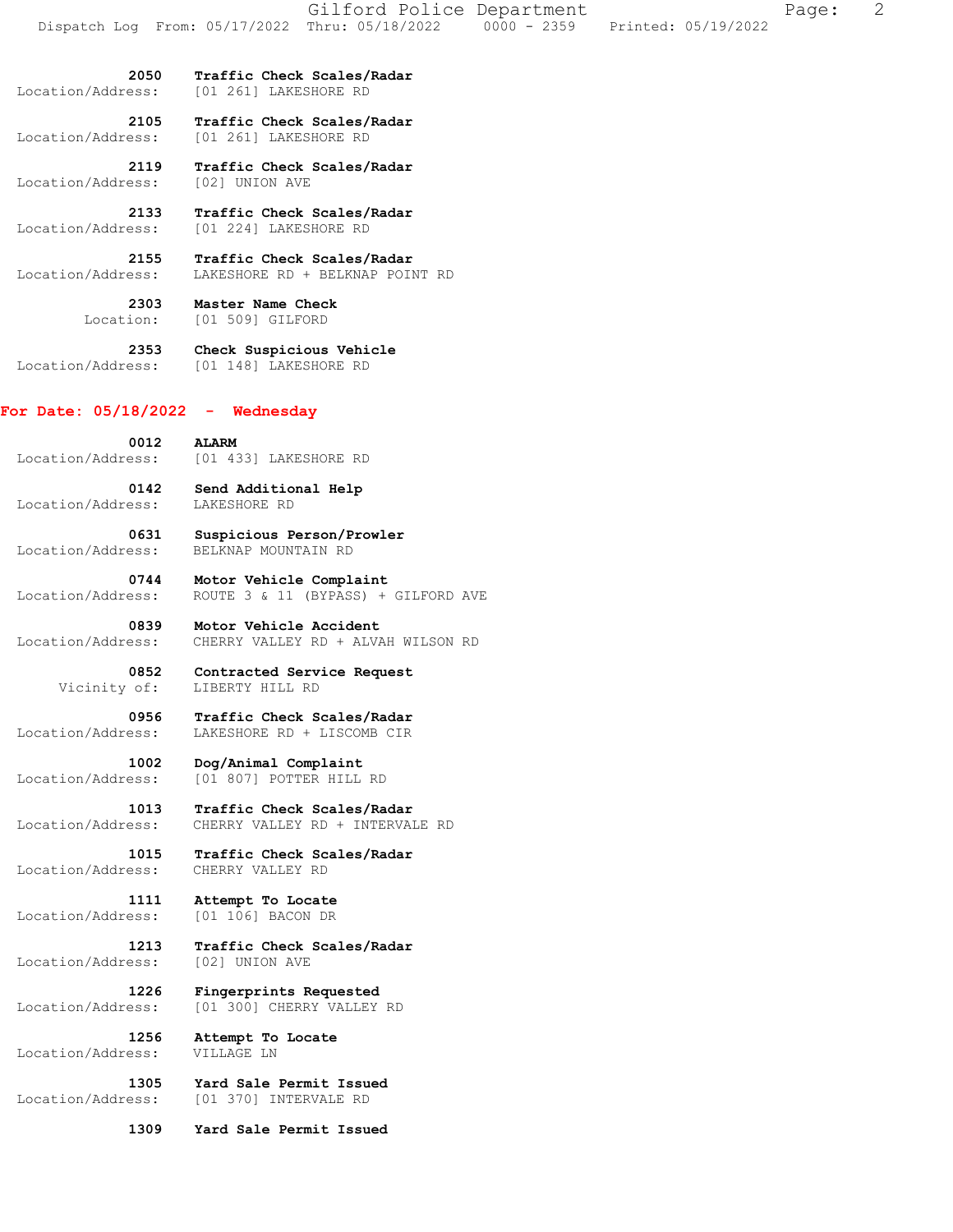**2050** **Traffic Check Scales/Radar**
Location/Address: [01 261] LAKESHORE RD

**2105** **Traffic Check Scales/Radar**
Location/Address: [01 261] LAKESHORE RD

**2119** **Traffic Check Scales/Radar**
Location/Address: [02] UNION AVE

**2133** **Traffic Check Scales/Radar**
Location/Address: [01 224] LAKESHORE RD

**2155** **Traffic Check Scales/Radar**
Location/Address: LAKESHORE RD + BELKNAP POINT RD

**2303** **Master Name Check**
Location: [01 509] GILFORD

**2353** **Check Suspicious Vehicle**
Location/Address: [01 148] LAKESHORE RD

## For Date: 05/18/2022 - Wednesday

**0012** **ALARM**
Location/Address: [01 433] LAKESHORE RD

**0142** **Send Additional Help**
Location/Address: LAKESHORE RD

**0631** **Suspicious Person/Prowler**
Location/Address: BELKNAP MOUNTAIN RD

**0744** **Motor Vehicle Complaint**
Location/Address: ROUTE 3 & 11 (BYPASS) + GILFORD AVE

**0839** **Motor Vehicle Accident**
Location/Address: CHERRY VALLEY RD + ALVAH WILSON RD

**0852** **Contracted Service Request**
Vicinity of: LIBERTY HILL RD

**0956** **Traffic Check Scales/Radar**
Location/Address: LAKESHORE RD + LISCOMB CIR

**1002** **Dog/Animal Complaint**
Location/Address: [01 807] POTTER HILL RD

**1013** **Traffic Check Scales/Radar**
Location/Address: CHERRY VALLEY RD + INTERVALE RD

**1015** **Traffic Check Scales/Radar**
Location/Address: CHERRY VALLEY RD

**1111** **Attempt To Locate**
Location/Address: [01 106] BACON DR

**1213** **Traffic Check Scales/Radar**
Location/Address: [02] UNION AVE

**1226** **Fingerprints Requested**
Location/Address: [01 300] CHERRY VALLEY RD

**1256** **Attempt To Locate**
Location/Address: VILLAGE LN

**1305** **Yard Sale Permit Issued**
Location/Address: [01 370] INTERVALE RD

**1309** **Yard Sale Permit Issued**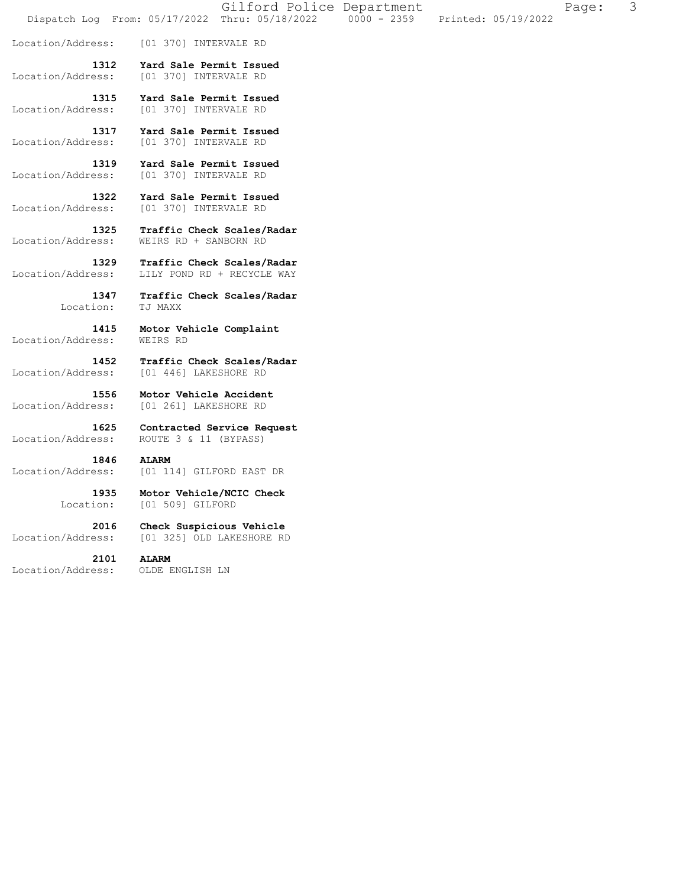Location/Address: [01 370] INTERVALE RD

**1312 Yard Sale Permit Issued**
Location/Address: [01 370] INTERVALE RD

**1315 Yard Sale Permit Issued**
Location/Address: [01 370] INTERVALE RD

**1317 Yard Sale Permit Issued**
Location/Address: [01 370] INTERVALE RD

**1319 Yard Sale Permit Issued**
Location/Address: [01 370] INTERVALE RD

**1322 Yard Sale Permit Issued**
Location/Address: [01 370] INTERVALE RD

**1325 Traffic Check Scales/Radar**
Location/Address: WEIRS RD + SANBORN RD

**1329 Traffic Check Scales/Radar**
Location/Address: LILY POND RD + RECYCLE WAY

**1347 Traffic Check Scales/Radar**
Location: TJ MAXX

**1415 Motor Vehicle Complaint**
Location/Address: WEIRS RD

**1452 Traffic Check Scales/Radar**
Location/Address: [01 446] LAKESHORE RD

**1556 Motor Vehicle Accident**
Location/Address: [01 261] LAKESHORE RD

**1625 Contracted Service Request**
Location/Address: ROUTE 3 & 11 (BYPASS)

**1846 ALARM**
Location/Address: [01 114] GILFORD EAST DR

**1935 Motor Vehicle/NCIC Check**
Location: [01 509] GILFORD

**2016 Check Suspicious Vehicle**
Location/Address: [01 325] OLD LAKESHORE RD

**2101 ALARM**
Location/Address: OLDE ENGLISH LN